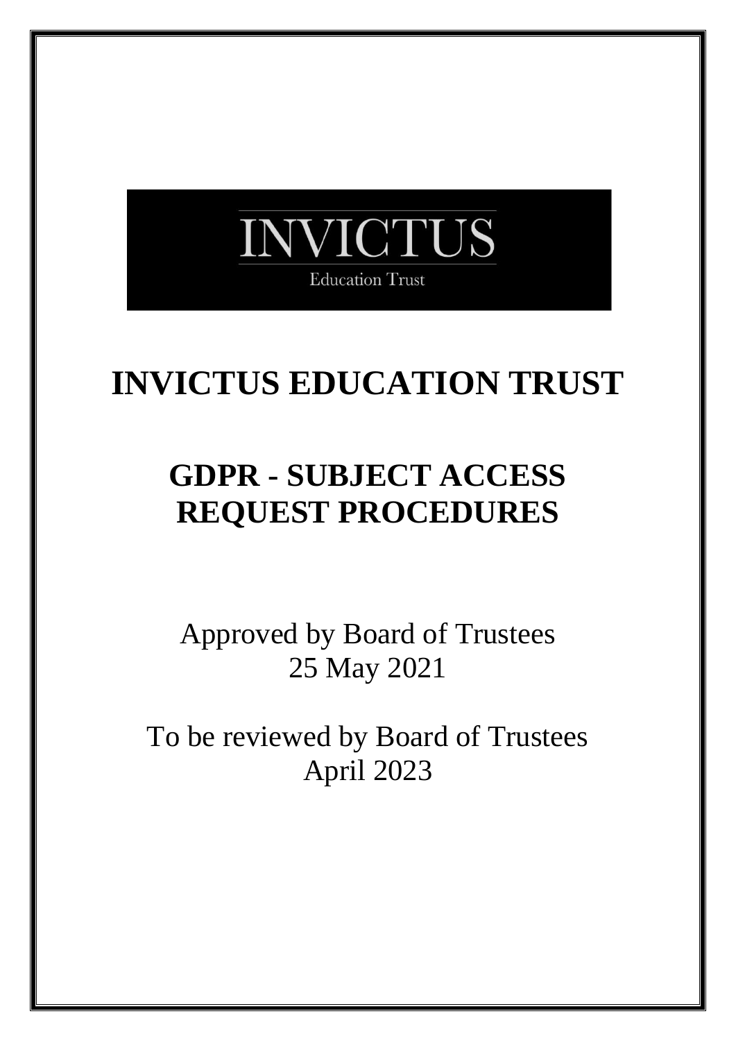INVICTUS

Education Trust

# INVICTUS EDUCATION TRUST

# GDPR - SUBJECT ACCESS REQUEST PROCEDURES

Approved by Board of Trustees
25 May 2021

To be reviewed by Board of Trustees
April 2023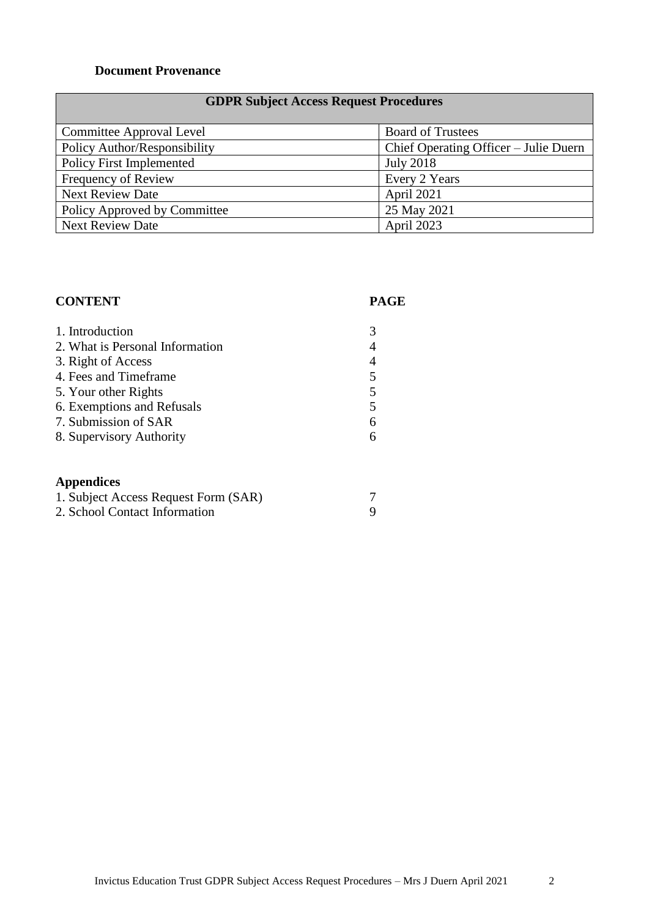**Document Provenance**

| GDPR Subject Access Request Procedures | |
|---|---|
| Committee Approval Level | Board of Trustees |
| Policy Author/Responsibility | Chief Operating Officer – Julie Duern |
| Policy First Implemented | July 2018 |
| Frequency of Review | Every 2 Years |
| Next Review Date | April 2021 |
| Policy Approved by Committee | 25 May 2021 |
| Next Review Date | April 2023 |

| CONTENT | PAGE |
|---|---|
| 1. Introduction | 3 |
| 2. What is Personal Information | 4 |
| 3. Right of Access | 4 |
| 4. Fees and Timeframe | 5 |
| 5. Your other Rights | 5 |
| 6. Exemptions and Refusals | 5 |
| 7. Submission of SAR | 6 |
| 8. Supervisory Authority | 6 |

**Appendices**

| | |
|---|---|
| 1. Subject Access Request Form (SAR) | 7 |
| 2. School Contact Information | 9 |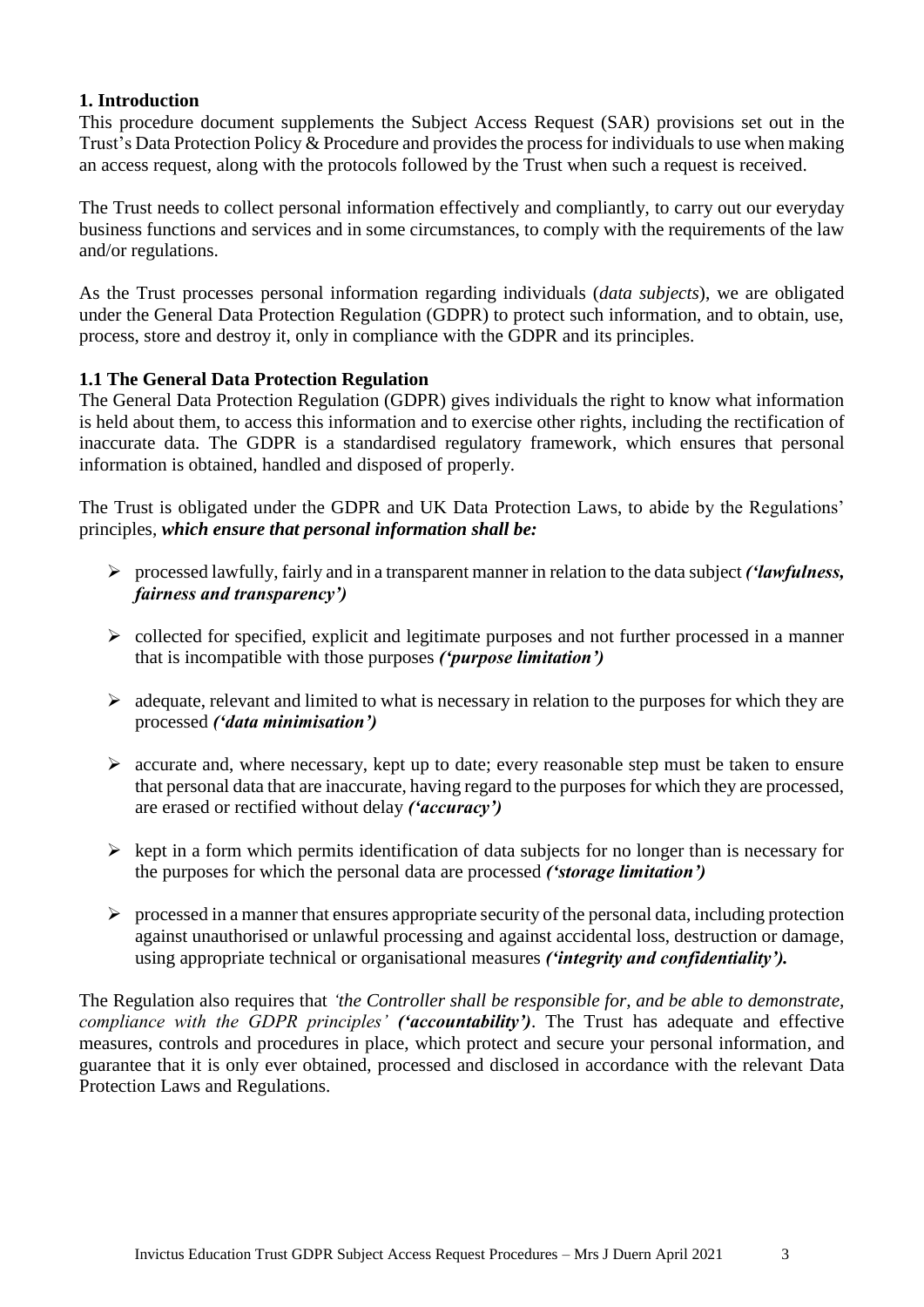## 1. Introduction

This procedure document supplements the Subject Access Request (SAR) provisions set out in the Trust's Data Protection Policy & Procedure and provides the process for individuals to use when making an access request, along with the protocols followed by the Trust when such a request is received.

The Trust needs to collect personal information effectively and compliantly, to carry out our everyday business functions and services and in some circumstances, to comply with the requirements of the law and/or regulations.

As the Trust processes personal information regarding individuals (*data subjects*), we are obligated under the General Data Protection Regulation (GDPR) to protect such information, and to obtain, use, process, store and destroy it, only in compliance with the GDPR and its principles.

### 1.1 The General Data Protection Regulation

The General Data Protection Regulation (GDPR) gives individuals the right to know what information is held about them, to access this information and to exercise other rights, including the rectification of inaccurate data. The GDPR is a standardised regulatory framework, which ensures that personal information is obtained, handled and disposed of properly.

The Trust is obligated under the GDPR and UK Data Protection Laws, to abide by the Regulations' principles, ***which ensure that personal information shall be:***

- processed lawfully, fairly and in a transparent manner in relation to the data subject ***('lawfulness, fairness and transparency')***
- collected for specified, explicit and legitimate purposes and not further processed in a manner that is incompatible with those purposes ***('purpose limitation')***
- adequate, relevant and limited to what is necessary in relation to the purposes for which they are processed ***('data minimisation')***
- accurate and, where necessary, kept up to date; every reasonable step must be taken to ensure that personal data that are inaccurate, having regard to the purposes for which they are processed, are erased or rectified without delay ***('accuracy')***
- kept in a form which permits identification of data subjects for no longer than is necessary for the purposes for which the personal data are processed ***('storage limitation')***
- processed in a manner that ensures appropriate security of the personal data, including protection against unauthorised or unlawful processing and against accidental loss, destruction or damage, using appropriate technical or organisational measures ***('integrity and confidentiality').***

The Regulation also requires that *'the Controller shall be responsible for, and be able to demonstrate, compliance with the GDPR principles'* ***('accountability')***. The Trust has adequate and effective measures, controls and procedures in place, which protect and secure your personal information, and guarantee that it is only ever obtained, processed and disclosed in accordance with the relevant Data Protection Laws and Regulations.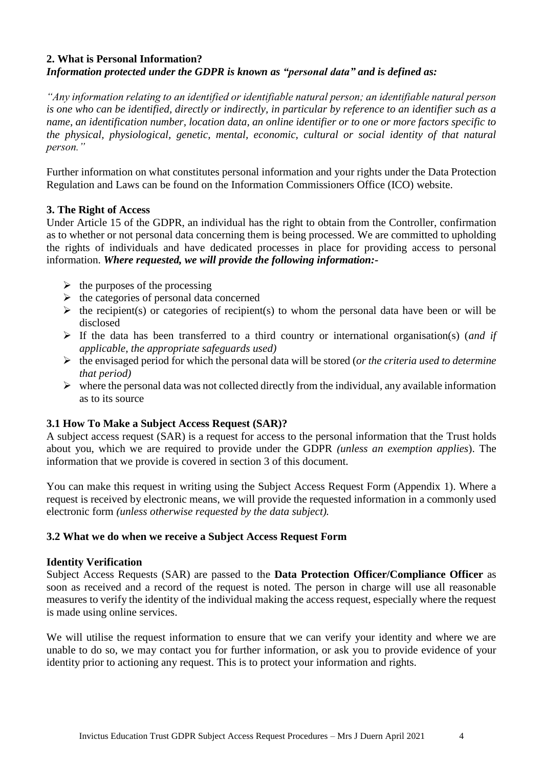## 2. What is Personal Information?

***Information protected under the GDPR is known as "personal data" and is defined as:***

*"Any information relating to an identified or identifiable natural person; an identifiable natural person is one who can be identified, directly or indirectly, in particular by reference to an identifier such as a name, an identification number, location data, an online identifier or to one or more factors specific to the physical, physiological, genetic, mental, economic, cultural or social identity of that natural person."*

Further information on what constitutes personal information and your rights under the Data Protection Regulation and Laws can be found on the Information Commissioners Office (ICO) website.

## 3. The Right of Access

Under Article 15 of the GDPR, an individual has the right to obtain from the Controller, confirmation as to whether or not personal data concerning them is being processed. We are committed to upholding the rights of individuals and have dedicated processes in place for providing access to personal information. ***Where requested, we will provide the following information:-***

- the purposes of the processing
- the categories of personal data concerned
- the recipient(s) or categories of recipient(s) to whom the personal data have been or will be disclosed
- If the data has been transferred to a third country or international organisation(s) (*and if applicable, the appropriate safeguards used)*
- the envisaged period for which the personal data will be stored (*or the criteria used to determine that period)*
- where the personal data was not collected directly from the individual, any available information as to its source

### 3.1 How To Make a Subject Access Request (SAR)?

A subject access request (SAR) is a request for access to the personal information that the Trust holds about you, which we are required to provide under the GDPR *(unless an exemption applies*). The information that we provide is covered in section 3 of this document.

You can make this request in writing using the Subject Access Request Form (Appendix 1). Where a request is received by electronic means, we will provide the requested information in a commonly used electronic form *(unless otherwise requested by the data subject).*

### 3.2 What we do when we receive a Subject Access Request Form

**Identity Verification**

Subject Access Requests (SAR) are passed to the **Data Protection Officer/Compliance Officer** as soon as received and a record of the request is noted. The person in charge will use all reasonable measures to verify the identity of the individual making the access request, especially where the request is made using online services.

We will utilise the request information to ensure that we can verify your identity and where we are unable to do so, we may contact you for further information, or ask you to provide evidence of your identity prior to actioning any request. This is to protect your information and rights.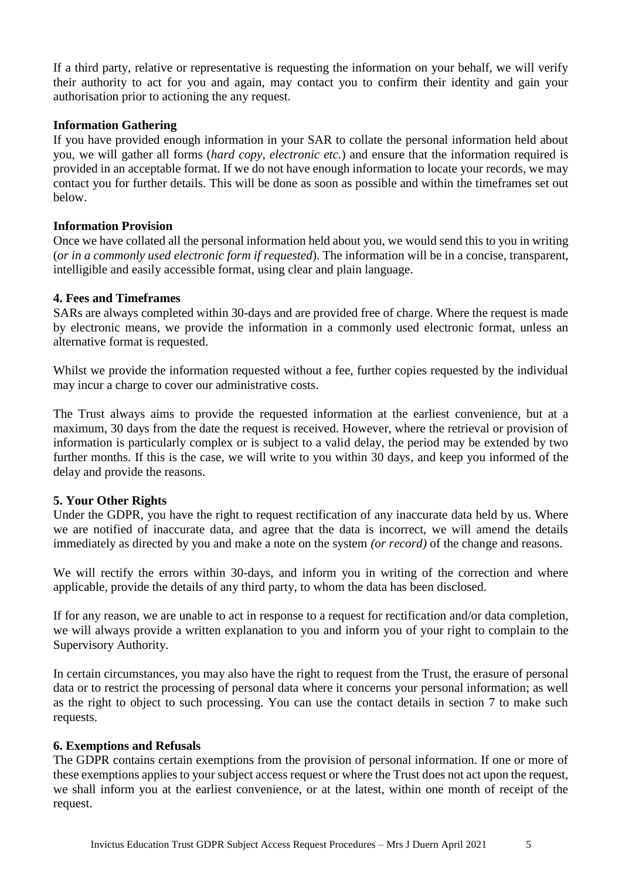If a third party, relative or representative is requesting the information on your behalf, we will verify their authority to act for you and again, may contact you to confirm their identity and gain your authorisation prior to actioning the any request.

**Information Gathering**

If you have provided enough information in your SAR to collate the personal information held about you, we will gather all forms (*hard copy, electronic etc.*) and ensure that the information required is provided in an acceptable format. If we do not have enough information to locate your records, we may contact you for further details. This will be done as soon as possible and within the timeframes set out below.

**Information Provision**

Once we have collated all the personal information held about you, we would send this to you in writing (*or in a commonly used electronic form if requested*). The information will be in a concise, transparent, intelligible and easily accessible format, using clear and plain language.

## 4. Fees and Timeframes

SARs are always completed within 30-days and are provided free of charge. Where the request is made by electronic means, we provide the information in a commonly used electronic format, unless an alternative format is requested.

Whilst we provide the information requested without a fee, further copies requested by the individual may incur a charge to cover our administrative costs.

The Trust always aims to provide the requested information at the earliest convenience, but at a maximum, 30 days from the date the request is received. However, where the retrieval or provision of information is particularly complex or is subject to a valid delay, the period may be extended by two further months. If this is the case, we will write to you within 30 days, and keep you informed of the delay and provide the reasons.

## 5. Your Other Rights

Under the GDPR, you have the right to request rectification of any inaccurate data held by us. Where we are notified of inaccurate data, and agree that the data is incorrect, we will amend the details immediately as directed by you and make a note on the system *(or record)* of the change and reasons.

We will rectify the errors within 30-days, and inform you in writing of the correction and where applicable, provide the details of any third party, to whom the data has been disclosed.

If for any reason, we are unable to act in response to a request for rectification and/or data completion, we will always provide a written explanation to you and inform you of your right to complain to the Supervisory Authority.

In certain circumstances, you may also have the right to request from the Trust, the erasure of personal data or to restrict the processing of personal data where it concerns your personal information; as well as the right to object to such processing. You can use the contact details in section 7 to make such requests.

## 6. Exemptions and Refusals

The GDPR contains certain exemptions from the provision of personal information. If one or more of these exemptions applies to your subject access request or where the Trust does not act upon the request, we shall inform you at the earliest convenience, or at the latest, within one month of receipt of the request.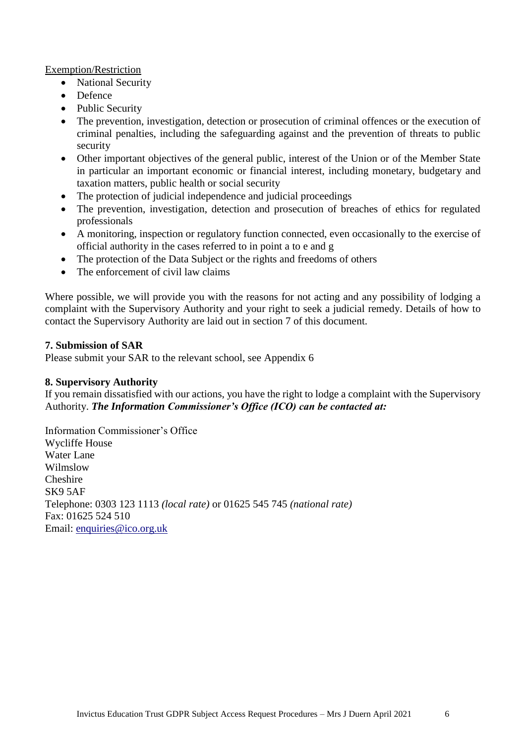<u>Exemption/Restriction</u>

- National Security
- Defence
- Public Security
- The prevention, investigation, detection or prosecution of criminal offences or the execution of criminal penalties, including the safeguarding against and the prevention of threats to public security
- Other important objectives of the general public, interest of the Union or of the Member State in particular an important economic or financial interest, including monetary, budgetary and taxation matters, public health or social security
- The protection of judicial independence and judicial proceedings
- The prevention, investigation, detection and prosecution of breaches of ethics for regulated professionals
- A monitoring, inspection or regulatory function connected, even occasionally to the exercise of official authority in the cases referred to in point a to e and g
- The protection of the Data Subject or the rights and freedoms of others
- The enforcement of civil law claims

Where possible, we will provide you with the reasons for not acting and any possibility of lodging a complaint with the Supervisory Authority and your right to seek a judicial remedy. Details of how to contact the Supervisory Authority are laid out in section 7 of this document.

**7. Submission of SAR**

Please submit your SAR to the relevant school, see Appendix 6

**8. Supervisory Authority**

If you remain dissatisfied with our actions, you have the right to lodge a complaint with the Supervisory Authority. ***The Information Commissioner's Office (ICO) can be contacted at:***

Information Commissioner's Office
Wycliffe House
Water Lane
Wilmslow
Cheshire
SK9 5AF
Telephone: 0303 123 1113 *(local rate)* or 01625 545 745 *(national rate)*
Fax: 01625 524 510
Email: enquiries@ico.org.uk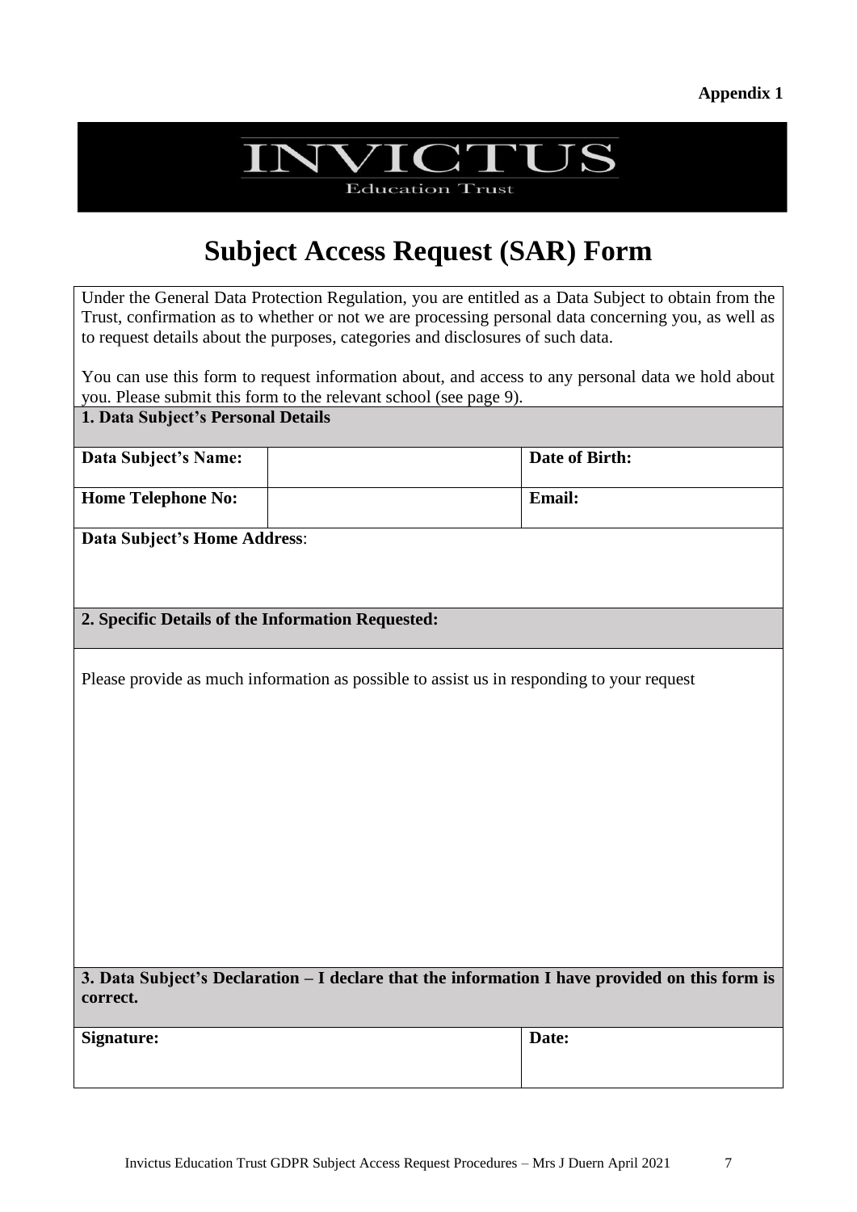**Appendix 1**

INVICTUS
Education Trust

# Subject Access Request (SAR) Form

Under the General Data Protection Regulation, you are entitled as a Data Subject to obtain from the Trust, confirmation as to whether or not we are processing personal data concerning you, as well as to request details about the purposes, categories and disclosures of such data.

You can use this form to request information about, and access to any personal data we hold about you. Please submit this form to the relevant school (see page 9).

**1. Data Subject's Personal Details**

| **Data Subject's Name:** | | **Date of Birth:** |
|---|---|---|
| **Home Telephone No:** | | **Email:** |

**Data Subject's Home Address**:

**2. Specific Details of the Information Requested:**

Please provide as much information as possible to assist us in responding to your request

**3. Data Subject's Declaration – I declare that the information I have provided on this form is correct.**

| **Signature:** | **Date:** |
|---|---|
| | |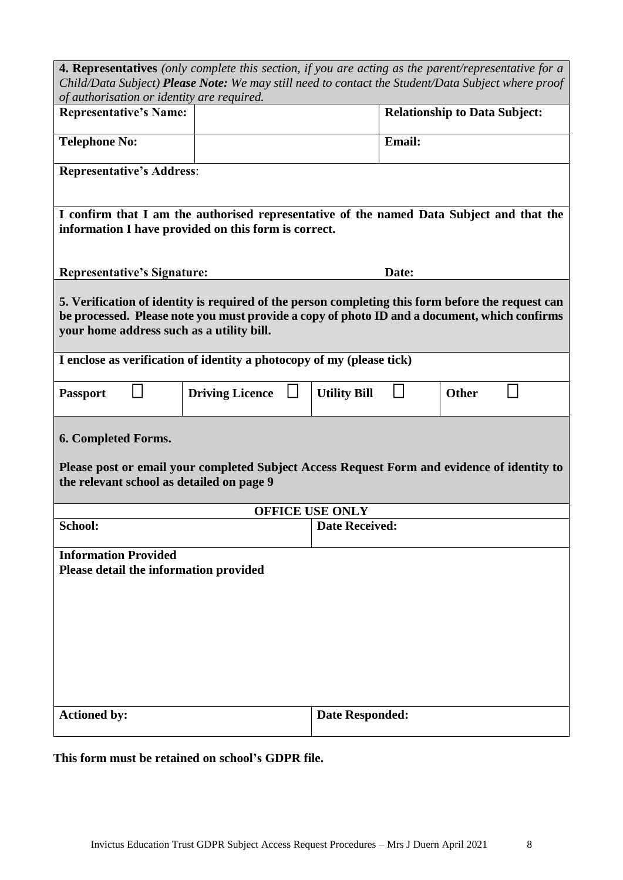**4. Representatives** *(only complete this section, if you are acting as the parent/representative for a Child/Data Subject)* ***Please Note:*** *We may still need to contact the Student/Data Subject where proof of authorisation or identity are required.*

| **Representative's Name:** | | **Relationship to Data Subject:** |
|---|---|---|
| **Telephone No:** | | **Email:** |

**Representative's Address**:

**I confirm that I am the authorised representative of the named Data Subject and that the information I have provided on this form is correct.**

**Representative's Signature:** **Date:**

**5. Verification of identity is required of the person completing this form before the request can be processed. Please note you must provide a copy of photo ID and a document, which confirms your home address such as a utility bill.**

**I enclose as verification of identity a photocopy of my (please tick)**

| **Passport** ☐ | **Driving Licence** ☐ | **Utility Bill** ☐ | **Other** ☐ |
|---|---|---|---|

**6. Completed Forms.**

**Please post or email your completed Subject Access Request Form and evidence of identity to the relevant school as detailed on page 9**

| **OFFICE USE ONLY** | |
|---|---|
| **School:** | **Date Received:** |
| **Information Provided**<br>**Please detail the information provided** | |
| **Actioned by:** | **Date Responded:** |

**This form must be retained on school's GDPR file.**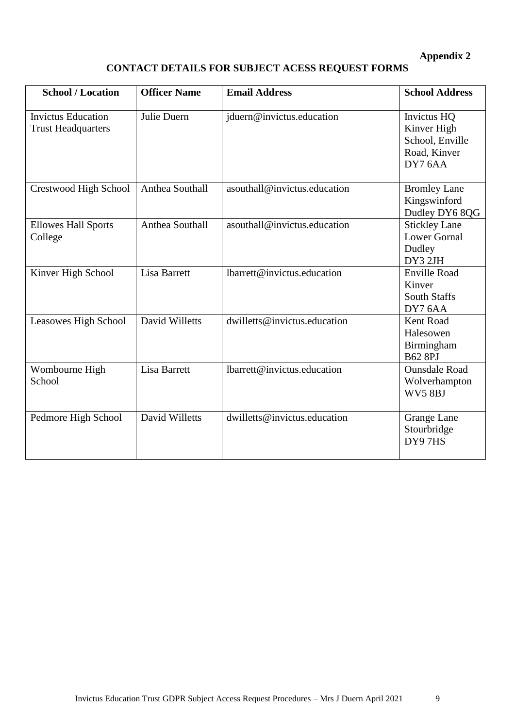**Appendix 2**

## CONTACT DETAILS FOR SUBJECT ACESS REQUEST FORMS

| School / Location | Officer Name | Email Address | School Address |
|---|---|---|---|
| Invictus Education Trust Headquarters | Julie Duern | jduern@invictus.education | Invictus HQ Kinver High School, Enville Road, Kinver DY7 6AA |
| Crestwood High School | Anthea Southall | asouthall@invictus.education | Bromley Lane Kingswinford Dudley DY6 8QG |
| Ellowes Hall Sports College | Anthea Southall | asouthall@invictus.education | Stickley Lane Lower Gornal Dudley DY3 2JH |
| Kinver High School | Lisa Barrett | lbarrett@invictus.education | Enville Road Kinver South Staffs DY7 6AA |
| Leasowes High School | David Willetts | dwilletts@invictus.education | Kent Road Halesowen Birmingham B62 8PJ |
| Wombourne High School | Lisa Barrett | lbarrett@invictus.education | Ounsdale Road Wolverhampton WV5 8BJ |
| Pedmore High School | David Willetts | dwilletts@invictus.education | Grange Lane Stourbridge DY9 7HS |